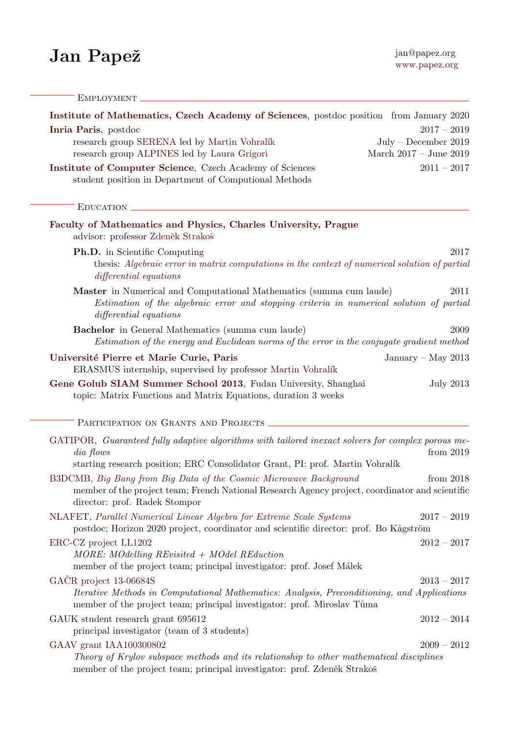# Jan Papež

jan@papez.org
www.papez.org

## Employment

**Institute of Mathematics, Czech Academy of Sciences**, postdoc position — from January 2020

**Inria Paris**, postdoc — 2017 – 2019
- research group SERENA led by Martin Vohralík — July – December 2019
- research group ALPINES led by Laura Grigori — March 2017 – June 2019

**Institute of Computer Science**, Czech Academy of Sciences — 2011 – 2017
- student position in Department of Computional Methods

## Education

**Faculty of Mathematics and Physics, Charles University, Prague**
advisor: professor Zdeněk Strakoš

- **Ph.D.** in Scientific Computing — 2017
  thesis: *Algebraic error in matrix computations in the context of numerical solution of partial differential equations*
- **Master** in Numerical and Computational Mathematics (summa cum laude) — 2011
  *Estimation of the algebraic error and stopping criteria in numerical solution of partial differential equations*
- **Bachelor** in General Mathematics (summa cum laude) — 2009
  *Estimation of the energy and Euclidean norms of the error in the conjugate gradient method*

**Université Pierre et Marie Curie, Paris** — January – May 2013
ERASMUS internship, supervised by professor Martin Vohralík

**Gene Golub SIAM Summer School 2013**, Fudan University, Shanghai — July 2013
topic: Matrix Functions and Matrix Equations, duration 3 weeks

## Participation on Grants and Projects

GATIPOR, *Guaranteed fully adaptive algorithms with tailored inexact solvers for complex porous media flows* — from 2019
starting research position; ERC Consolidator Grant, PI: prof. Martin Vohralík

B3DCMB, *Big Bang from Big Data of the Cosmic Microwave Background* — from 2018
member of the project team; French National Research Agency project, coordinator and scientific director: prof. Radek Stompor

NLAFET, *Parallel Numerical Linear Algebra for Extreme Scale Systems* — 2017 – 2019
postdoc; Horizon 2020 project, coordinator and scientific director: prof. Bo Kågström

ERC-CZ project LL1202 — 2012 – 2017
*MORE: MOdelling REvisited + MOdel REduction*
member of the project team; principal investigator: prof. Josef Málek

GAČR project 13-06684S — 2013 – 2017
*Iterative Methods in Computational Mathematics: Analysis, Preconditioning, and Applications*
member of the project team; principal investigator: prof. Miroslav Tůma

GAUK student research grant 695612 — 2012 – 2014
principal investigator (team of 3 students)

GAAV grant IAA100300802 — 2009 – 2012
*Theory of Krylov subspace methods and its relationship to other mathematical disciplines*
member of the project team; principal investigator: prof. Zdeněk Strakoš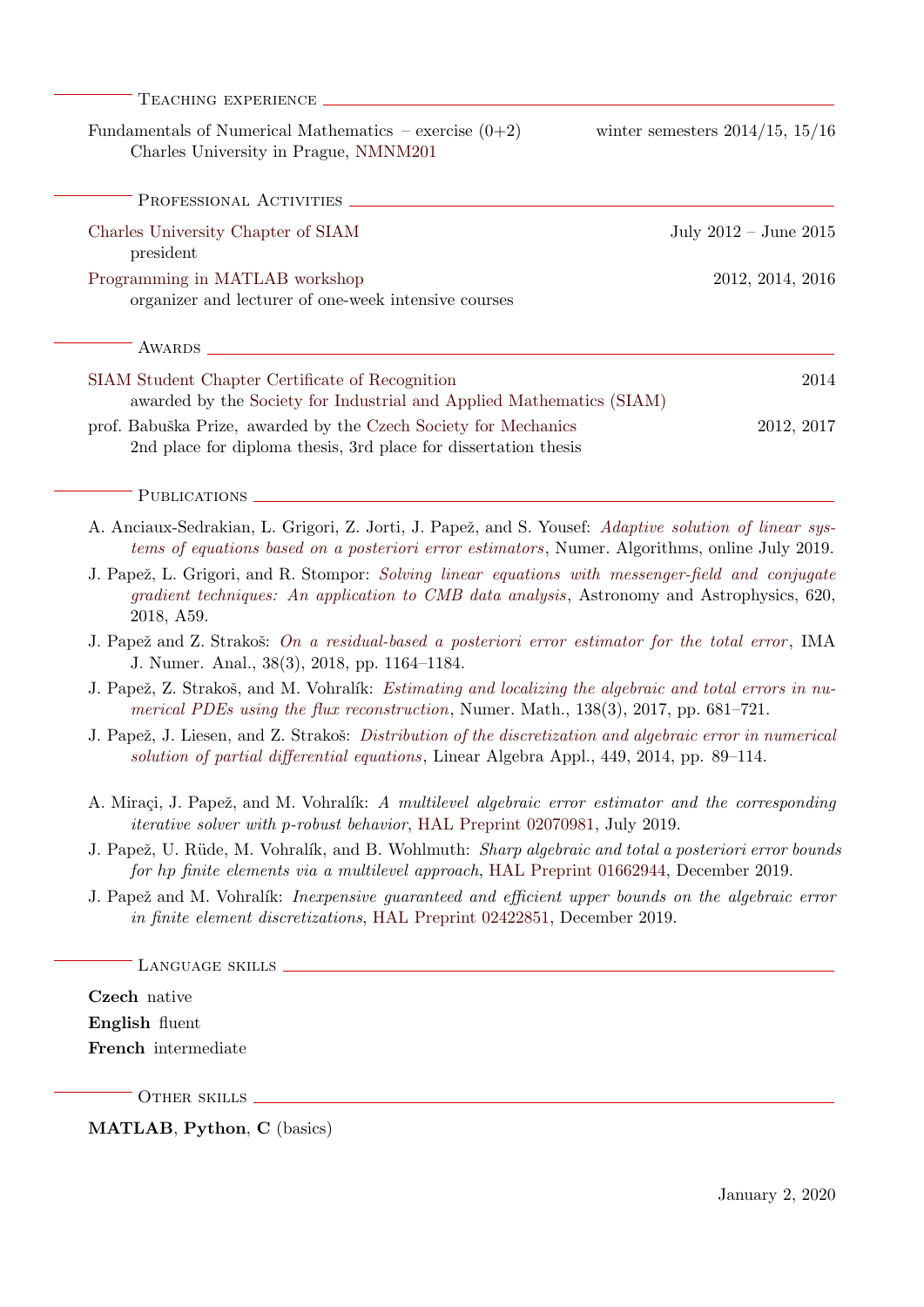## Teaching experience

Fundamentals of Numerical Mathematics – exercise (0+2) — winter semesters 2014/15, 15/16
Charles University in Prague, NMNM201

## Professional Activities

Charles University Chapter of SIAM — July 2012 – June 2015
president

Programming in MATLAB workshop — 2012, 2014, 2016
organizer and lecturer of one-week intensive courses

## Awards

SIAM Student Chapter Certificate of Recognition — 2014
awarded by the Society for Industrial and Applied Mathematics (SIAM)

prof. Babuška Prize, awarded by the Czech Society for Mechanics — 2012, 2017
2nd place for diploma thesis, 3rd place for dissertation thesis

## Publications

A. Anciaux-Sedrakian, L. Grigori, Z. Jorti, J. Papež, and S. Yousef: *Adaptive solution of linear systems of equations based on a posteriori error estimators*, Numer. Algorithms, online July 2019.

J. Papež, L. Grigori, and R. Stompor: *Solving linear equations with messenger-field and conjugate gradient techniques: An application to CMB data analysis*, Astronomy and Astrophysics, 620, 2018, A59.

J. Papež and Z. Strakoš: *On a residual-based a posteriori error estimator for the total error*, IMA J. Numer. Anal., 38(3), 2018, pp. 1164–1184.

J. Papež, Z. Strakoš, and M. Vohralík: *Estimating and localizing the algebraic and total errors in numerical PDEs using the flux reconstruction*, Numer. Math., 138(3), 2017, pp. 681–721.

J. Papež, J. Liesen, and Z. Strakoš: *Distribution of the discretization and algebraic error in numerical solution of partial differential equations*, Linear Algebra Appl., 449, 2014, pp. 89–114.

A. Miraçi, J. Papež, and M. Vohralík: *A multilevel algebraic error estimator and the corresponding iterative solver with p-robust behavior*, HAL Preprint 02070981, July 2019.

J. Papež, U. Rüde, M. Vohralík, and B. Wohlmuth: *Sharp algebraic and total a posteriori error bounds for hp finite elements via a multilevel approach*, HAL Preprint 01662944, December 2019.

J. Papež and M. Vohralík: *Inexpensive guaranteed and efficient upper bounds on the algebraic error in finite element discretizations*, HAL Preprint 02422851, December 2019.

## Language skills

**Czech** native
**English** fluent
**French** intermediate

## Other skills

**MATLAB**, **Python**, **C** (basics)

January 2, 2020